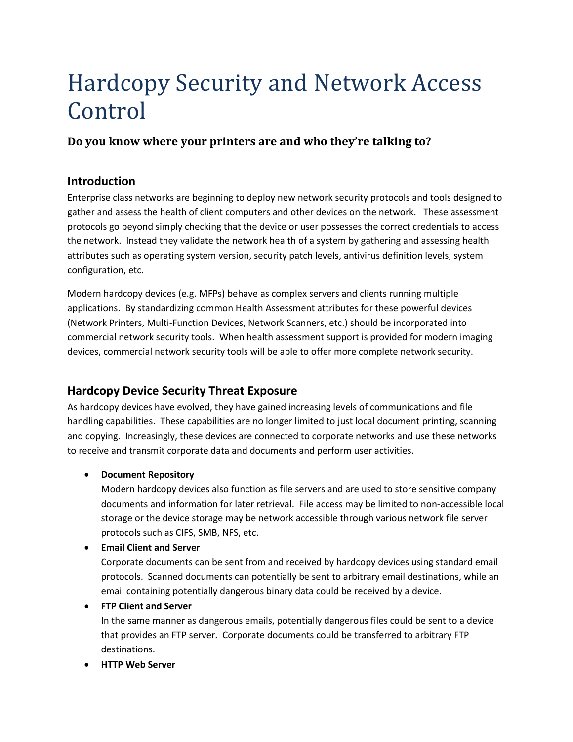# Hardcopy Security and Network Access Control

### Do you know where your printers are and who they're talking to?

## Introduction

Enterprise class networks are beginning to deploy new network security protocols and tools designed to gather and assess the health of client computers and other devices on the network. These assessment protocols go beyond simply checking that the device or user possesses the correct credentials to access the network. Instead they validate the network health of a system by gathering and assessing health attributes such as operating system version, security patch levels, antivirus definition levels, system configuration, etc.

Modern hardcopy devices (e.g. MFPs) behave as complex servers and clients running multiple applications. By standardizing common Health Assessment attributes for these powerful devices (Network Printers, Multi-Function Devices, Network Scanners, etc.) should be incorporated into commercial network security tools. When health assessment support is provided for modern imaging devices, commercial network security tools will be able to offer more complete network security.

## Hardcopy Device Security Threat Exposure

As hardcopy devices have evolved, they have gained increasing levels of communications and file handling capabilities. These capabilities are no longer limited to just local document printing, scanning and copying. Increasingly, these devices are connected to corporate networks and use these networks to receive and transmit corporate data and documents and perform user activities.

- **Document Repository**
  Modern hardcopy devices also function as file servers and are used to store sensitive company documents and information for later retrieval. File access may be limited to non-accessible local storage or the device storage may be network accessible through various network file server protocols such as CIFS, SMB, NFS, etc.
- **Email Client and Server**
  Corporate documents can be sent from and received by hardcopy devices using standard email protocols. Scanned documents can potentially be sent to arbitrary email destinations, while an email containing potentially dangerous binary data could be received by a device.
- **FTP Client and Server**
  In the same manner as dangerous emails, potentially dangerous files could be sent to a device that provides an FTP server. Corporate documents could be transferred to arbitrary FTP destinations.
- **HTTP Web Server**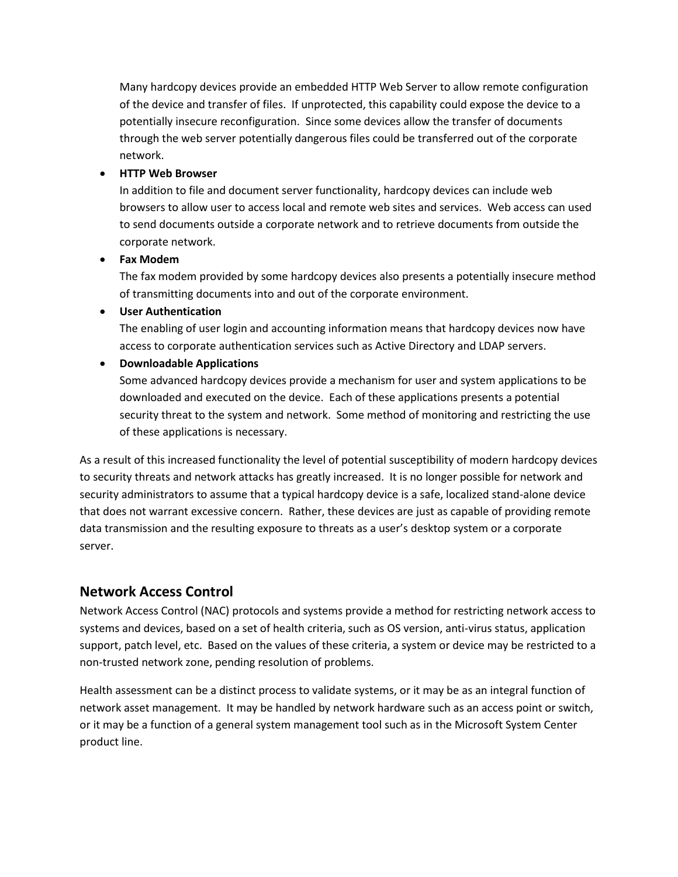Many hardcopy devices provide an embedded HTTP Web Server to allow remote configuration of the device and transfer of files. If unprotected, this capability could expose the device to a potentially insecure reconfiguration. Since some devices allow the transfer of documents through the web server potentially dangerous files could be transferred out of the corporate network.

- **HTTP Web Browser**
  In addition to file and document server functionality, hardcopy devices can include web browsers to allow user to access local and remote web sites and services. Web access can used to send documents outside a corporate network and to retrieve documents from outside the corporate network.
- **Fax Modem**
  The fax modem provided by some hardcopy devices also presents a potentially insecure method of transmitting documents into and out of the corporate environment.
- **User Authentication**
  The enabling of user login and accounting information means that hardcopy devices now have access to corporate authentication services such as Active Directory and LDAP servers.
- **Downloadable Applications**
  Some advanced hardcopy devices provide a mechanism for user and system applications to be downloaded and executed on the device. Each of these applications presents a potential security threat to the system and network. Some method of monitoring and restricting the use of these applications is necessary.

As a result of this increased functionality the level of potential susceptibility of modern hardcopy devices to security threats and network attacks has greatly increased. It is no longer possible for network and security administrators to assume that a typical hardcopy device is a safe, localized stand-alone device that does not warrant excessive concern. Rather, these devices are just as capable of providing remote data transmission and the resulting exposure to threats as a user's desktop system or a corporate server.

## Network Access Control

Network Access Control (NAC) protocols and systems provide a method for restricting network access to systems and devices, based on a set of health criteria, such as OS version, anti-virus status, application support, patch level, etc. Based on the values of these criteria, a system or device may be restricted to a non-trusted network zone, pending resolution of problems.

Health assessment can be a distinct process to validate systems, or it may be as an integral function of network asset management. It may be handled by network hardware such as an access point or switch, or it may be a function of a general system management tool such as in the Microsoft System Center product line.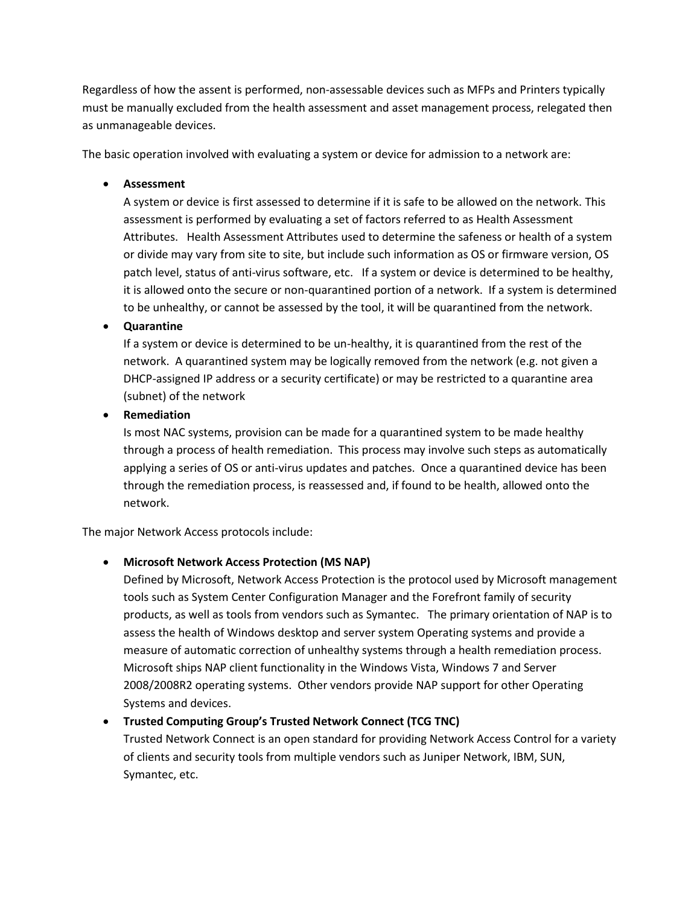Regardless of how the assent is performed, non-assessable devices such as MFPs and Printers typically must be manually excluded from the health assessment and asset management process, relegated then as unmanageable devices.

The basic operation involved with evaluating a system or device for admission to a network are:

- **Assessment**
  A system or device is first assessed to determine if it is safe to be allowed on the network. This assessment is performed by evaluating a set of factors referred to as Health Assessment Attributes. Health Assessment Attributes used to determine the safeness or health of a system or divide may vary from site to site, but include such information as OS or firmware version, OS patch level, status of anti-virus software, etc. If a system or device is determined to be healthy, it is allowed onto the secure or non-quarantined portion of a network. If a system is determined to be unhealthy, or cannot be assessed by the tool, it will be quarantined from the network.
- **Quarantine**
  If a system or device is determined to be un-healthy, it is quarantined from the rest of the network. A quarantined system may be logically removed from the network (e.g. not given a DHCP-assigned IP address or a security certificate) or may be restricted to a quarantine area (subnet) of the network
- **Remediation**
  Is most NAC systems, provision can be made for a quarantined system to be made healthy through a process of health remediation. This process may involve such steps as automatically applying a series of OS or anti-virus updates and patches. Once a quarantined device has been through the remediation process, is reassessed and, if found to be health, allowed onto the network.

The major Network Access protocols include:

- **Microsoft Network Access Protection (MS NAP)**
  Defined by Microsoft, Network Access Protection is the protocol used by Microsoft management tools such as System Center Configuration Manager and the Forefront family of security products, as well as tools from vendors such as Symantec. The primary orientation of NAP is to assess the health of Windows desktop and server system Operating systems and provide a measure of automatic correction of unhealthy systems through a health remediation process. Microsoft ships NAP client functionality in the Windows Vista, Windows 7 and Server 2008/2008R2 operating systems. Other vendors provide NAP support for other Operating Systems and devices.
- **Trusted Computing Group's Trusted Network Connect (TCG TNC)**
  Trusted Network Connect is an open standard for providing Network Access Control for a variety of clients and security tools from multiple vendors such as Juniper Network, IBM, SUN, Symantec, etc.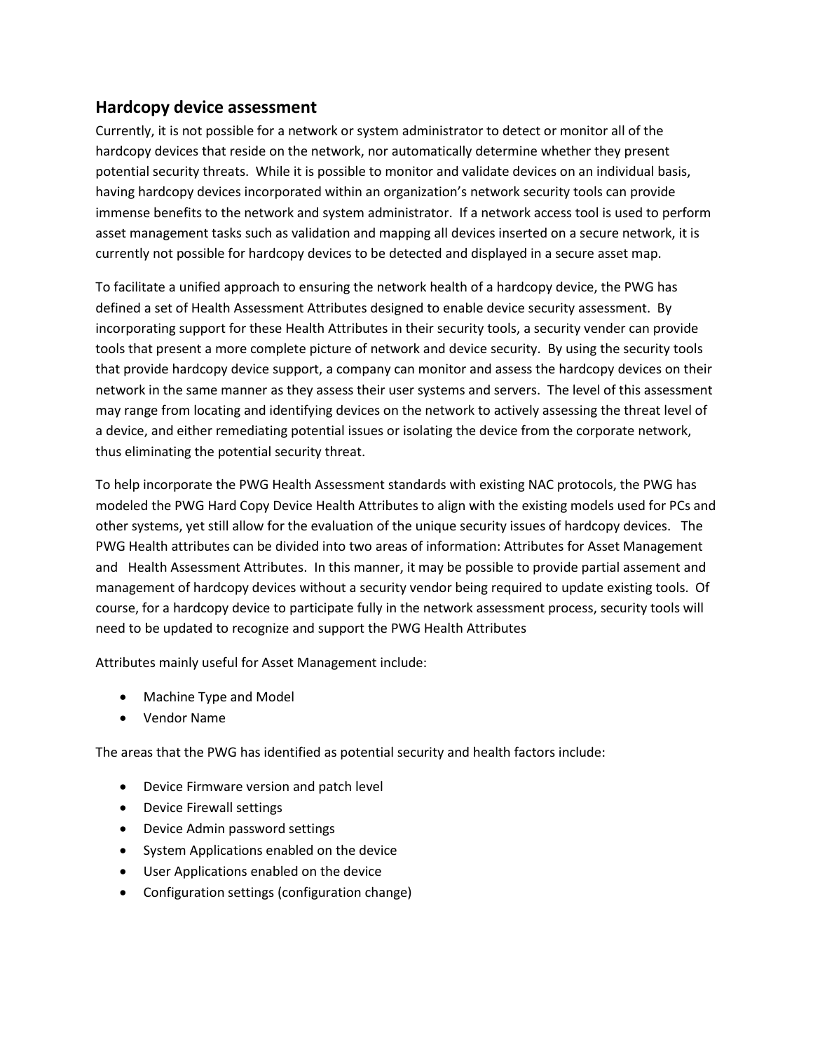## Hardcopy device assessment

Currently, it is not possible for a network or system administrator to detect or monitor all of the hardcopy devices that reside on the network, nor automatically determine whether they present potential security threats. While it is possible to monitor and validate devices on an individual basis, having hardcopy devices incorporated within an organization's network security tools can provide immense benefits to the network and system administrator. If a network access tool is used to perform asset management tasks such as validation and mapping all devices inserted on a secure network, it is currently not possible for hardcopy devices to be detected and displayed in a secure asset map.

To facilitate a unified approach to ensuring the network health of a hardcopy device, the PWG has defined a set of Health Assessment Attributes designed to enable device security assessment. By incorporating support for these Health Attributes in their security tools, a security vender can provide tools that present a more complete picture of network and device security. By using the security tools that provide hardcopy device support, a company can monitor and assess the hardcopy devices on their network in the same manner as they assess their user systems and servers. The level of this assessment may range from locating and identifying devices on the network to actively assessing the threat level of a device, and either remediating potential issues or isolating the device from the corporate network, thus eliminating the potential security threat.

To help incorporate the PWG Health Assessment standards with existing NAC protocols, the PWG has modeled the PWG Hard Copy Device Health Attributes to align with the existing models used for PCs and other systems, yet still allow for the evaluation of the unique security issues of hardcopy devices. The PWG Health attributes can be divided into two areas of information: Attributes for Asset Management and Health Assessment Attributes. In this manner, it may be possible to provide partial assement and management of hardcopy devices without a security vendor being required to update existing tools. Of course, for a hardcopy device to participate fully in the network assessment process, security tools will need to be updated to recognize and support the PWG Health Attributes

Attributes mainly useful for Asset Management include:

- Machine Type and Model
- Vendor Name

The areas that the PWG has identified as potential security and health factors include:

- Device Firmware version and patch level
- Device Firewall settings
- Device Admin password settings
- System Applications enabled on the device
- User Applications enabled on the device
- Configuration settings (configuration change)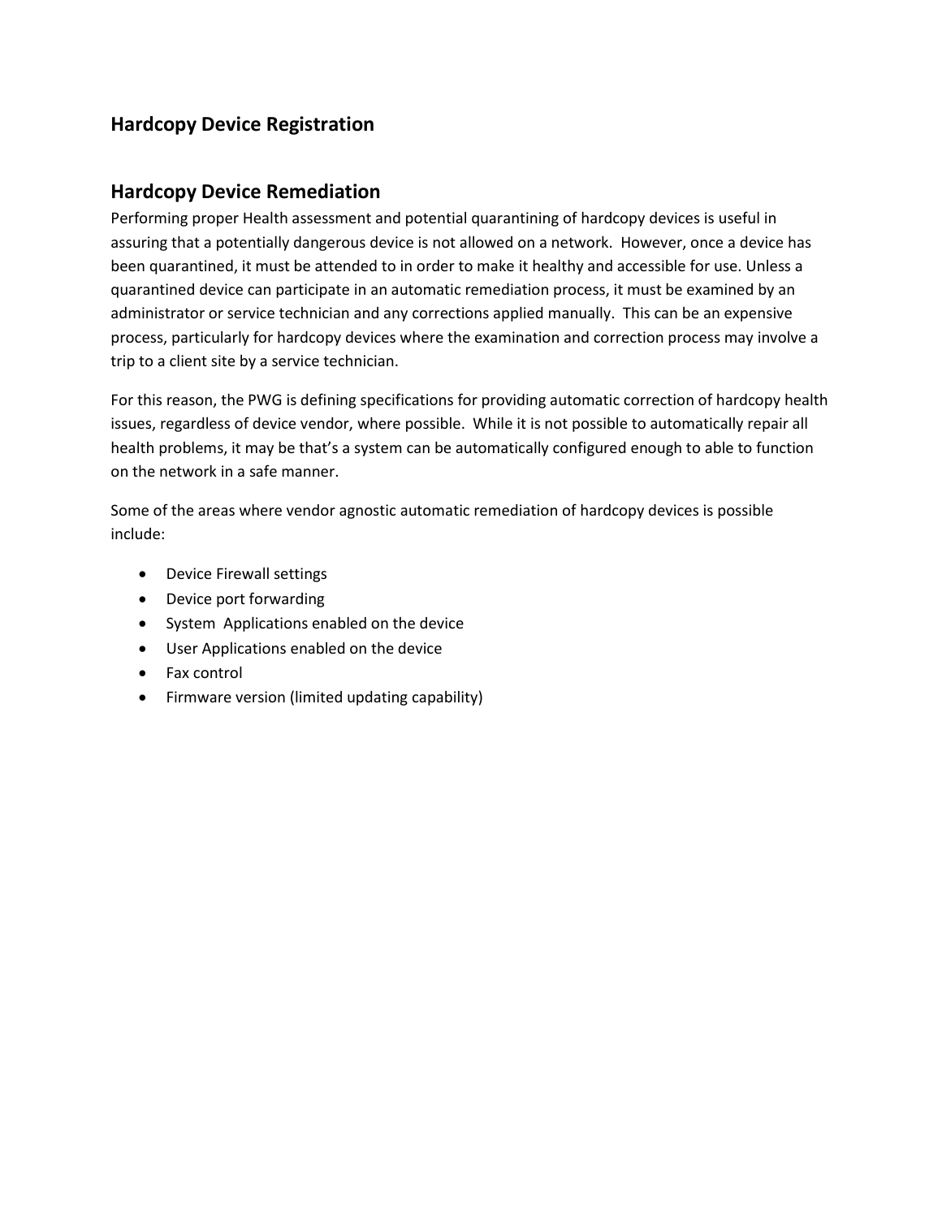## Hardcopy Device Registration

## Hardcopy Device Remediation

Performing proper Health assessment and potential quarantining of hardcopy devices is useful in assuring that a potentially dangerous device is not allowed on a network. However, once a device has been quarantined, it must be attended to in order to make it healthy and accessible for use. Unless a quarantined device can participate in an automatic remediation process, it must be examined by an administrator or service technician and any corrections applied manually. This can be an expensive process, particularly for hardcopy devices where the examination and correction process may involve a trip to a client site by a service technician.

For this reason, the PWG is defining specifications for providing automatic correction of hardcopy health issues, regardless of device vendor, where possible. While it is not possible to automatically repair all health problems, it may be that's a system can be automatically configured enough to able to function on the network in a safe manner.

Some of the areas where vendor agnostic automatic remediation of hardcopy devices is possible include:

- Device Firewall settings
- Device port forwarding
- System Applications enabled on the device
- User Applications enabled on the device
- Fax control
- Firmware version (limited updating capability)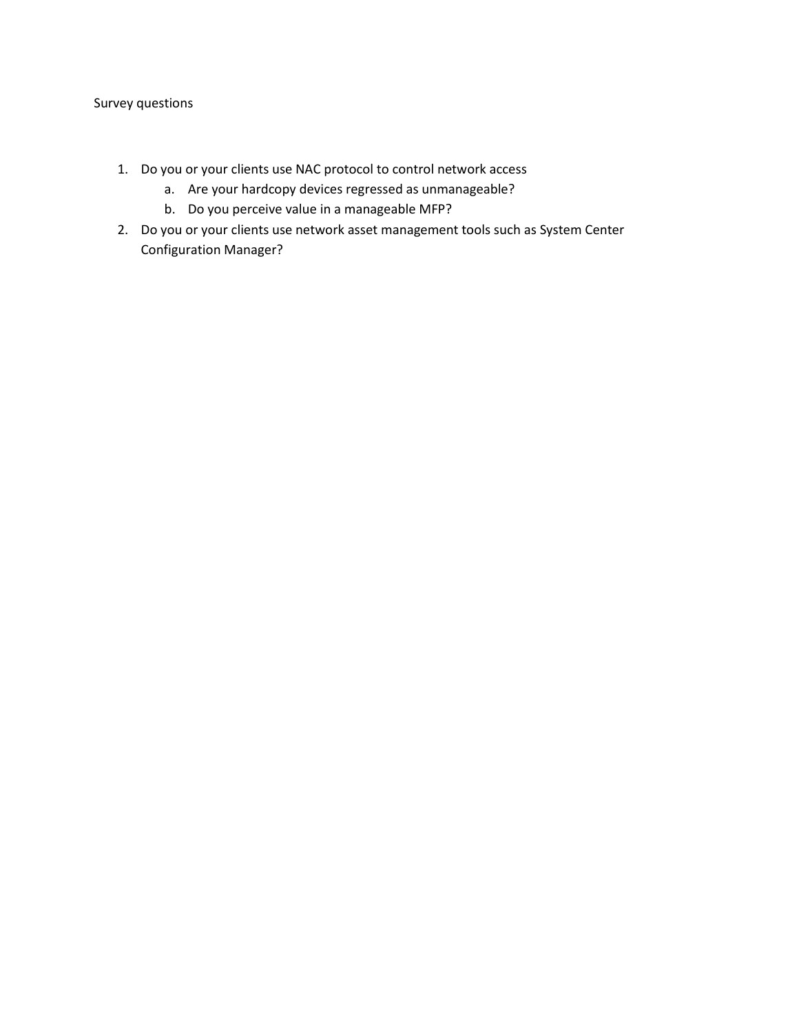Survey questions

1. Do you or your clients use NAC protocol to control network access
    a. Are your hardcopy devices regressed as unmanageable?
    b. Do you perceive value in a manageable MFP?
2. Do you or your clients use network asset management tools such as System Center Configuration Manager?